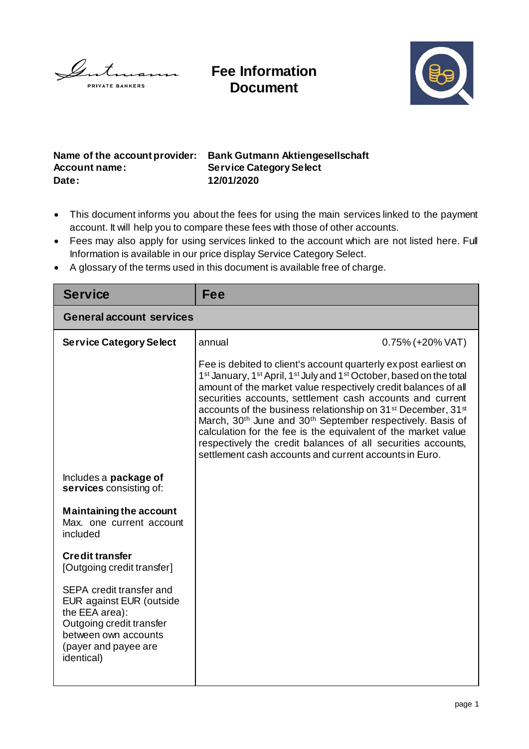# Fee Information Document

**Name of the account provider:** **Bank Gutmann Aktiengesellschaft**
**Account name:** **Service Category Select**
**Date:** **12/01/2020**

- This document informs you about the fees for using the main services linked to the payment account. It will help you to compare these fees with those of other accounts.
- Fees may also apply for using services linked to the account which are not listed here. Full Information is available in our price display Service Category Select.
- A glossary of the terms used in this document is available free of charge.

| Service | Fee |
|---|---|
| **General account services** | |
| **Service Category Select** | annual 0.75% (+20% VAT)<br><br>Fee is debited to client's account quarterly ex post earliest on 1st January, 1st April, 1st July and 1st October, based on the total amount of the market value respectively credit balances of all securities accounts, settlement cash accounts and current accounts of the business relationship on 31st December, 31st March, 30th June and 30th September respectively. Basis of calculation for the fee is the equivalent of the market value respectively the credit balances of all securities accounts, settlement cash accounts and current accounts in Euro. |
| Includes a **package of services** consisting of:<br><br>**Maintaining the account**<br>Max. one current account included<br><br>**Credit transfer**<br>[Outgoing credit transfer]<br><br>SEPA credit transfer and EUR against EUR (outside the EEA area): Outgoing credit transfer between own accounts (payer and payee are identical) | |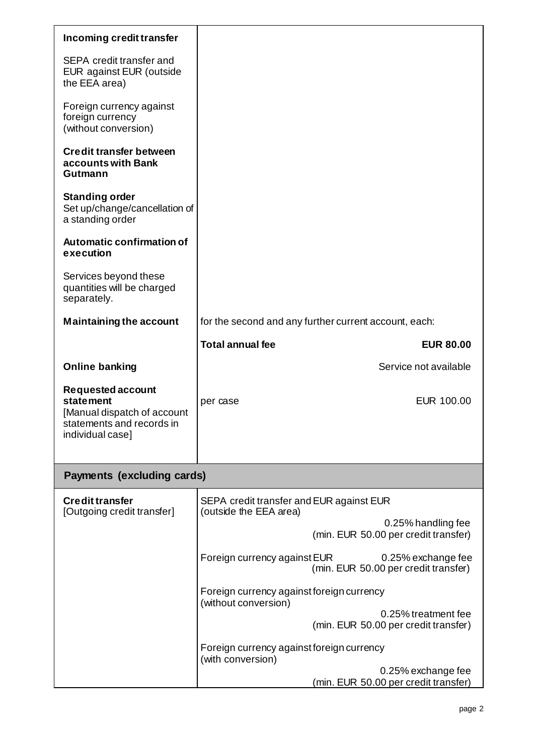| | | |
|---|---|---|
| **Incoming credit transfer**<br><br>SEPA credit transfer and EUR against EUR (outside the EEA area)<br><br>Foreign currency against foreign currency (without conversion)<br><br>**Credit transfer between accounts with Bank Gutmann**<br><br>**Standing order**<br>Set up/change/cancellation of a standing order<br><br>**Automatic confirmation of execution**<br><br>Services beyond these quantities will be charged separately. | | |
| **Maintaining the account** | for the second and any further current account, each: | |
| | **Total annual fee** | **EUR 80.00** |
| **Online banking** | | Service not available |
| **Requested account statement**<br>[Manual dispatch of account statements and records in individual case] | per case | EUR 100.00 |

## Payments (excluding cards)

| | | |
|---|---|---|
| **Credit transfer**<br>[Outgoing credit transfer] | SEPA credit transfer and EUR against EUR (outside the EEA area) | 0.25% handling fee<br>(min. EUR 50.00 per credit transfer) |
| | Foreign currency against EUR | 0.25% exchange fee<br>(min. EUR 50.00 per credit transfer) |
| | Foreign currency against foreign currency (without conversion) | 0.25% treatment fee<br>(min. EUR 50.00 per credit transfer) |
| | Foreign currency against foreign currency (with conversion) | 0.25% exchange fee<br>(min. EUR 50.00 per credit transfer) |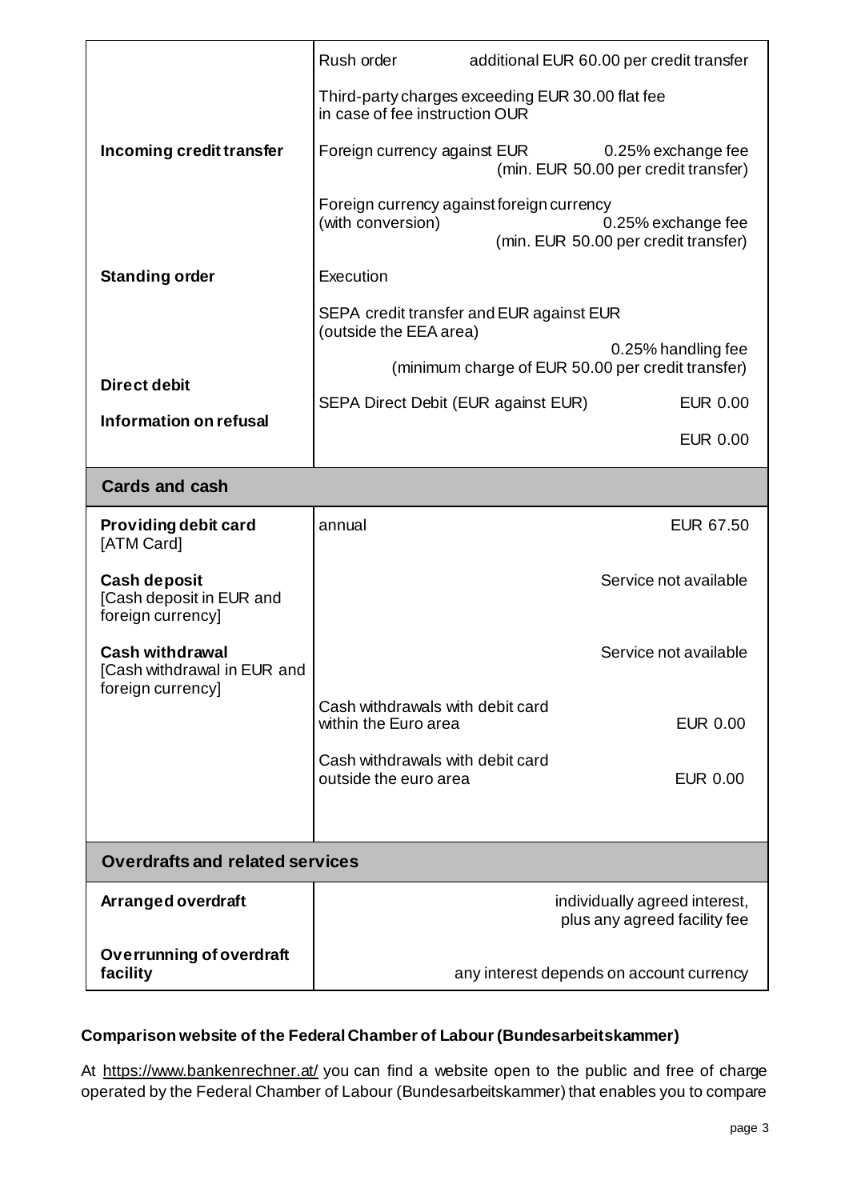| | |
|---|---|
| | Rush order additional EUR 60.00 per credit transfer |
| | Third-party charges exceeding EUR 30.00 flat fee in case of fee instruction OUR |
| **Incoming credit transfer** | Foreign currency against EUR 0.25% exchange fee (min. EUR 50.00 per credit transfer) |
| | Foreign currency against foreign currency (with conversion) 0.25% exchange fee (min. EUR 50.00 per credit transfer) |
| **Standing order** | Execution |
| | SEPA credit transfer and EUR against EUR (outside the EEA area) 0.25% handling fee (minimum charge of EUR 50.00 per credit transfer) |
| **Direct debit** | SEPA Direct Debit (EUR against EUR) EUR 0.00 |
| **Information on refusal** | EUR 0.00 |
| **Cards and cash** | |
| **Providing debit card** [ATM Card] | annual EUR 67.50 |
| **Cash deposit** [Cash deposit in EUR and foreign currency] | Service not available |
| **Cash withdrawal** [Cash withdrawal in EUR and foreign currency] | Service not available |
| | Cash withdrawals with debit card within the Euro area EUR 0.00 |
| | Cash withdrawals with debit card outside the euro area EUR 0.00 |
| **Overdrafts and related services** | |
| **Arranged overdraft** | individually agreed interest, plus any agreed facility fee |
| **Overrunning of overdraft facility** | any interest depends on account currency |

**Comparison website of the Federal Chamber of Labour (Bundesarbeitskammer)**

At https://www.bankenrechner.at/ you can find a website open to the public and free of charge operated by the Federal Chamber of Labour (Bundesarbeitskammer) that enables you to compare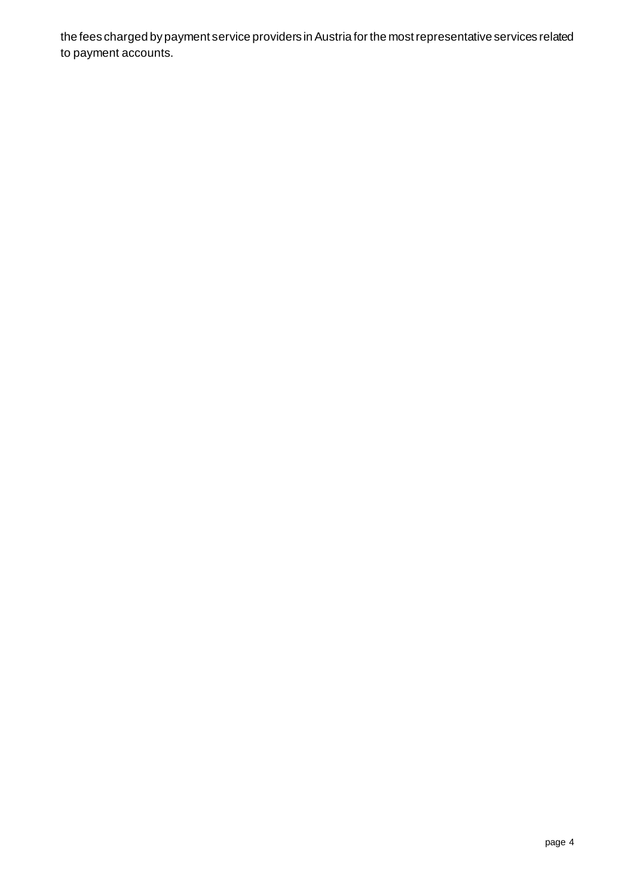the fees charged by payment service providers in Austria for the most representative services related to payment accounts.